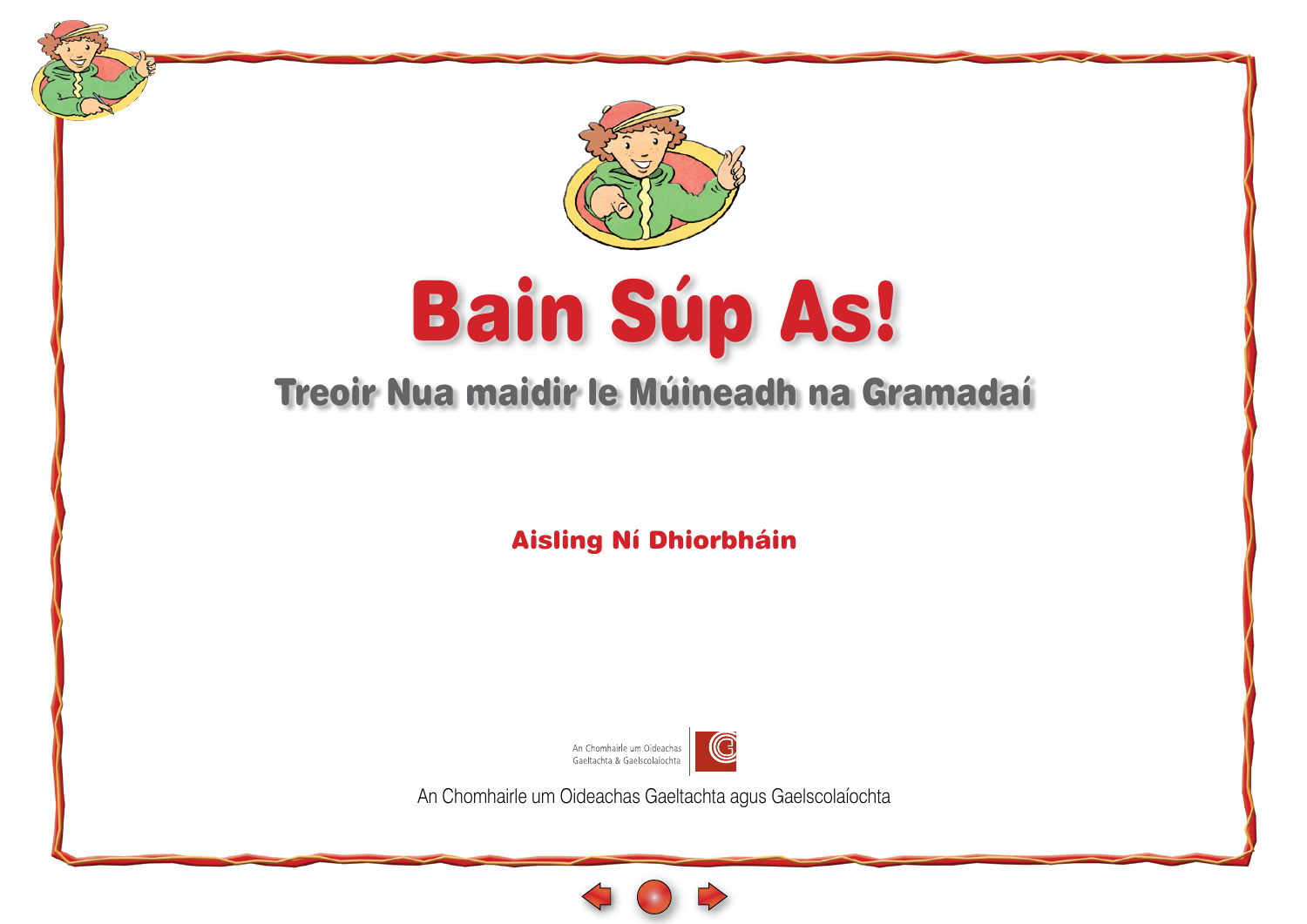# Bain Súp As!

## Treoir Nua maidir le Múineadh na Gramadaí

**Aisling Ní Dhiorbháin**

An Chomhairle um Oideachas Gaeltachta & Gaelscolaíochta

An Chomhairle um Oideachas Gaeltachta agus Gaelscolaíochta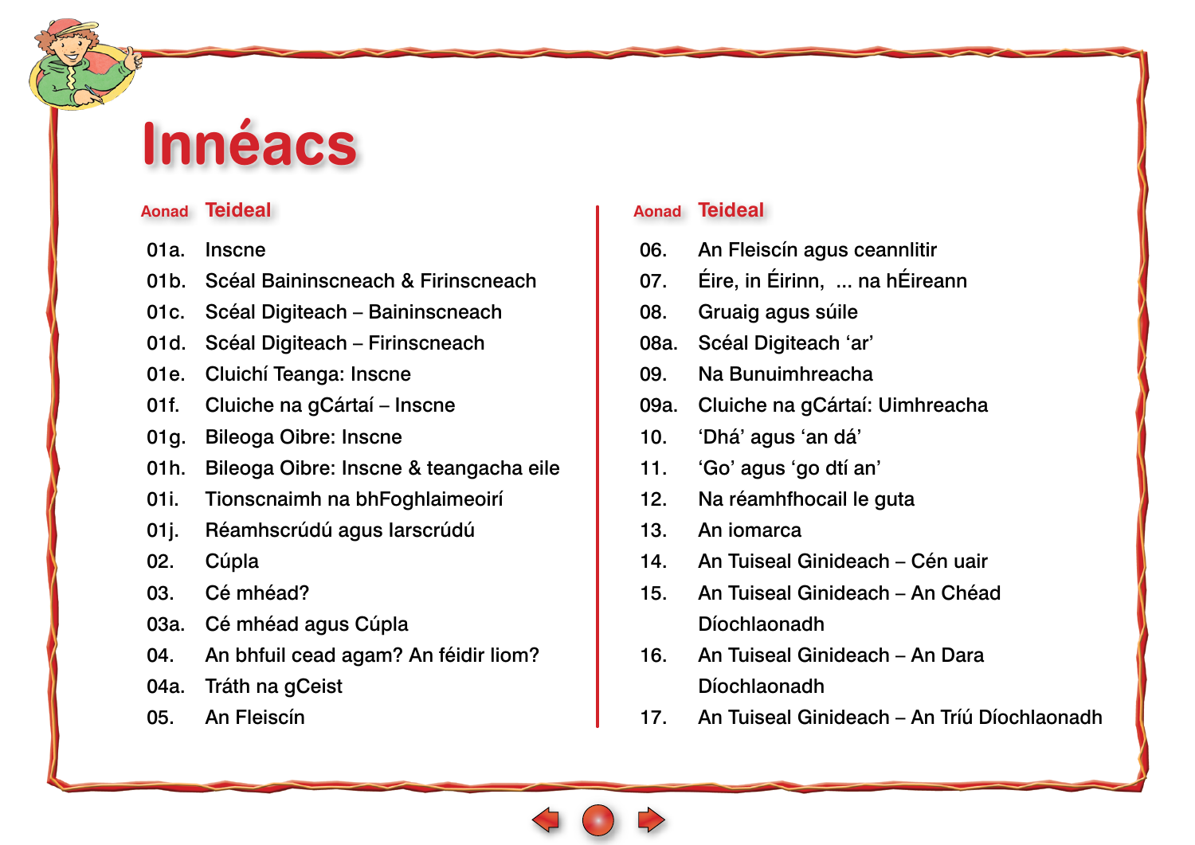# Innéacs

| Aonad | Teideal |
|---|---|
| 01a. | Inscne |
| 01b. | Scéal Baininscneach & Firinscneach |
| 01c. | Scéal Digiteach – Baininscneach |
| 01d. | Scéal Digiteach – Firinscneach |
| 01e. | Cluichí Teanga: Inscne |
| 01f. | Cluiche na gCártaí – Inscne |
| 01g. | Bileoga Oibre: Inscne |
| 01h. | Bileoga Oibre: Inscne & teangacha eile |
| 01i. | Tionscnaimh na bhFoghlaimeoirí |
| 01j. | Réamhscrúdú agus Iarscrúdú |
| 02. | Cúpla |
| 03. | Cé mhéad? |
| 03a. | Cé mhéad agus Cúpla |
| 04. | An bhfuil cead agam? An féidir liom? |
| 04a. | Tráth na gCeist |
| 05. | An Fleiscín |

| Aonad | Teideal |
|---|---|
| 06. | An Fleiscín agus ceannlitir |
| 07. | Éire, in Éirinn, ... na hÉireann |
| 08. | Gruaig agus súile |
| 08a. | Scéal Digiteach 'ar' |
| 09. | Na Bunuimhreacha |
| 09a. | Cluiche na gCártaí: Uimhreacha |
| 10. | 'Dhá' agus 'an dá' |
| 11. | 'Go' agus 'go dtí an' |
| 12. | Na réamhfhocail le guta |
| 13. | An iomarca |
| 14. | An Tuiseal Ginideach – Cén uair |
| 15. | An Tuiseal Ginideach – An Chéad Díochlaonadh |
| 16. | An Tuiseal Ginideach – An Dara Díochlaonadh |
| 17. | An Tuiseal Ginideach – An Tríú Díochlaonadh |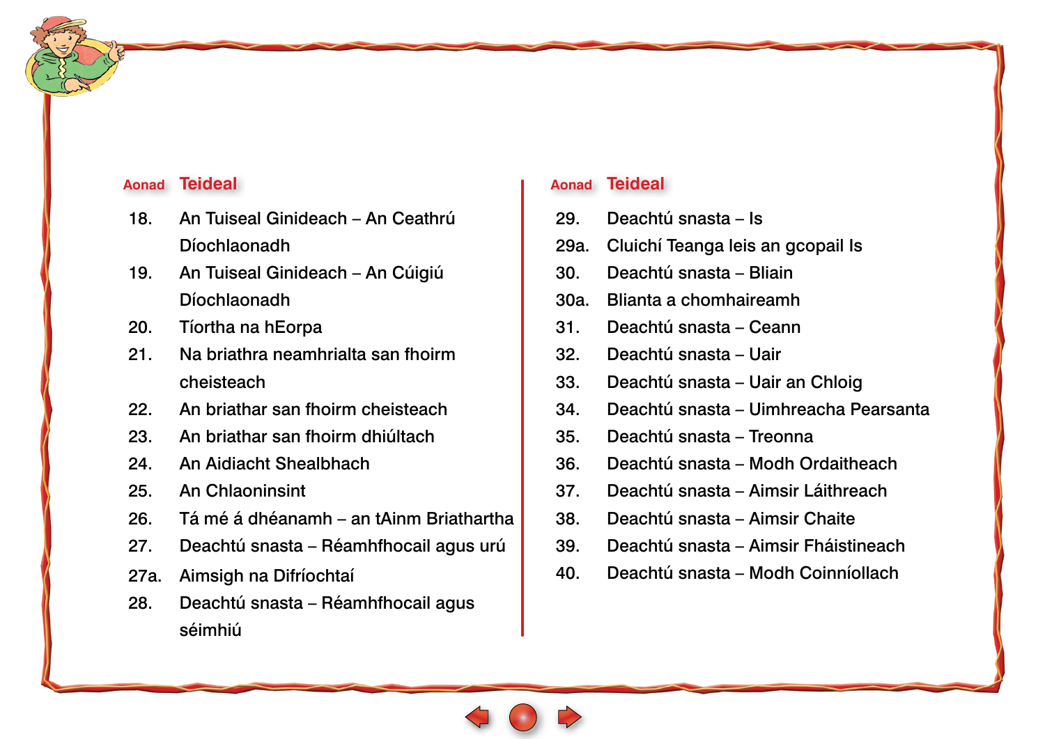| Aonad | Teideal |
| --- | --- |
| 18. | An Tuiseal Ginideach – An Ceathrú Díochlaonadh |
| 19. | An Tuiseal Ginideach – An Cúigiú Díochlaonadh |
| 20. | Tíortha na hEorpa |
| 21. | Na briathra neamhrialta san fhoirm cheisteach |
| 22. | An briathar san fhoirm cheisteach |
| 23. | An briathar san fhoirm dhiúltach |
| 24. | An Aidiacht Shealbhach |
| 25. | An Chlaoninsint |
| 26. | Tá mé á dhéanamh – an tAinm Briathartha |
| 27. | Deachtú snasta – Réamhfhocail agus urú |
| 27a. | Aimsigh na Difríochtaí |
| 28. | Deachtú snasta – Réamhfhocail agus séimhiú |

| Aonad | Teideal |
| --- | --- |
| 29. | Deachtú snasta – Is |
| 29a. | Cluichí Teanga leis an gcopail Is |
| 30. | Deachtú snasta – Bliain |
| 30a. | Blianta a chomhaireamh |
| 31. | Deachtú snasta – Ceann |
| 32. | Deachtú snasta – Uair |
| 33. | Deachtú snasta – Uair an Chloig |
| 34. | Deachtú snasta – Uimhreacha Pearsanta |
| 35. | Deachtú snasta – Treonna |
| 36. | Deachtú snasta – Modh Ordaitheach |
| 37. | Deachtú snasta – Aimsir Láithreach |
| 38. | Deachtú snasta – Aimsir Chaite |
| 39. | Deachtú snasta – Aimsir Fháistineach |
| 40. | Deachtú snasta – Modh Coinníollach |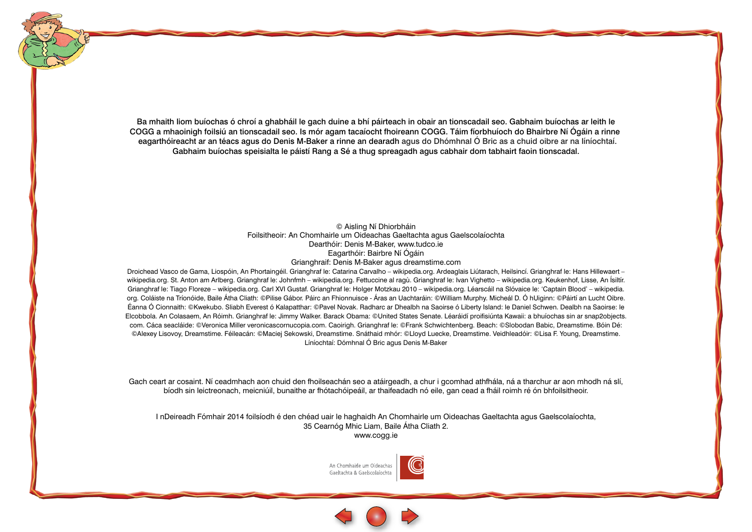Ba mhaith liom buíochas ó chroí a ghabháil le gach duine a bhí páirteach in obair an tionscadail seo. Gabhaim buíochas ar leith le COGG a mhaoinigh foilsiú an tionscadail seo. Is mór agam tacaíocht fhoireann COGG. Táim fíorbhuíoch do Bhairbre Ní Ógáin a rinne eagarthóireacht ar an téacs agus do Denis M-Baker a rinne an dearadh agus do Dhómhnal Ó Bric as a chuid oibre ar na líníochtaí. Gabhaim buíochas speisialta le páistí Rang a Sé a thug spreagadh agus cabhair dom tabhairt faoin tionscadal.

© Aisling Ní Dhiorbháin
Foilsitheoir: An Chomhairle um Oideachas Gaeltachta agus Gaelscolaíochta
Dearthóir: Denis M-Baker, www.tudco.ie
Eagarthóir: Bairbre Ní Ógáin
Grianghraif: Denis M-Baker agus dreamstime.com

Droichead Vasco de Gama, Liospóin, An Phortaingéil. Grianghraf le: Catarina Carvalho – wikipedia.org. Ardeaglais Liútarach, Heilsincí. Grianghraf le: Hans Hillewaert – wikipedia.org. St. Anton am Arlberg. Grianghraf le: Johnfmh – wikipedia.org. Fettuccine al ragù. Grianghraf le: Ivan Vighetto – wikipedia.org. Keukenhof, Lisse, An Ísiltír. Grianghraf le: Tiago Floreze – wikipedia.org. Carl XVI Gustaf. Grianghraf le: Holger Motzkau 2010 – wikipedia.org. Léarscáil na Slóvaice le: 'Captain Blood' – wikipedia.org. Coláiste na Tríonóide, Baile Átha Cliath: ©Pilise Gábor. Páirc an Fhionnuisce - Áras an Uachtaráin: ©William Murphy. Micheál D. Ó hUiginn: ©Páirtí an Lucht Oibre. Éanna Ó Cionnaith: ©Kwekubo. Sliabh Everest ó Kalapatthar: ©Pavel Novak. Radharc ar Dhealbh na Saoirse ó Liberty Island: le Daniel Schwen. Dealbh na Saoirse: le Elcobbola. An Colasaem, An Róimh. Grianghraf le: Jimmy Walker. Barack Obama: ©United States Senate. Léaráidí proifisiúnta Kawaii: a bhuíochas sin ar snap2objects.com. Cáca seacláide: ©Veronica Miller veronicascornucopia.com. Caoirigh. Grianghraf le: ©Frank Schwichtenberg. Beach: ©Slobodan Babic, Dreamstime. Bóin Dé: ©Alexey Lisovoy, Dreamstime. Féileacán: ©Maciej Sekowski, Dreamstime. Snáthaid mhór: ©Lloyd Luecke, Dreamstime. Veidhleadóir: ©Lisa F. Young, Dreamstime. Líníochtaí: Dómhnal Ó Bric agus Denis M-Baker

Gach ceart ar cosaint. Ní ceadmhach aon chuid den fhoilseachán seo a atáirgeadh, a chur i gcomhad athfhála, ná a tharchur ar aon mhodh ná slí, bíodh sin leictreonach, meicniúil, bunaithe ar fhótachóipeáil, ar thaifeadadh nó eile, gan cead a fháil roimh ré ón bhfoilsitheoir.

I nDeireadh Fómhair 2014 foilsíodh é den chéad uair le haghaidh An Chomhairle um Oideachas Gaeltachta agus Gaelscolaíochta,
35 Cearnóg Mhic Liam, Baile Átha Cliath 2.
www.cogg.ie

An Chomhairle um Oideachas Gaeltachta & Gaelscolaíochta